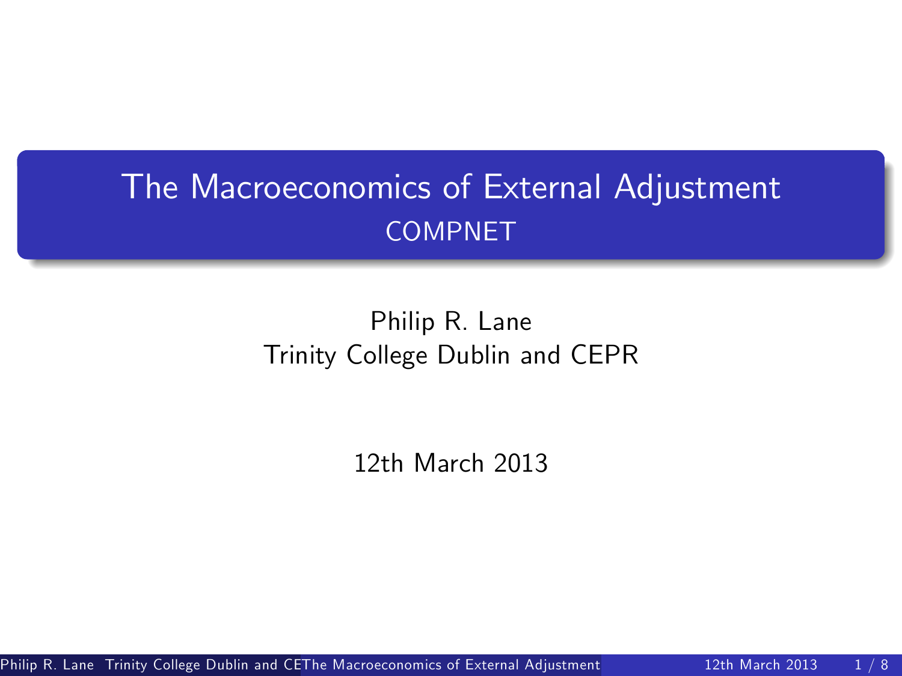# The Macroeconomics of External Adjustment

COMPNET

Philip R. Lane

Trinity College Dublin and CEPR

12th March 2013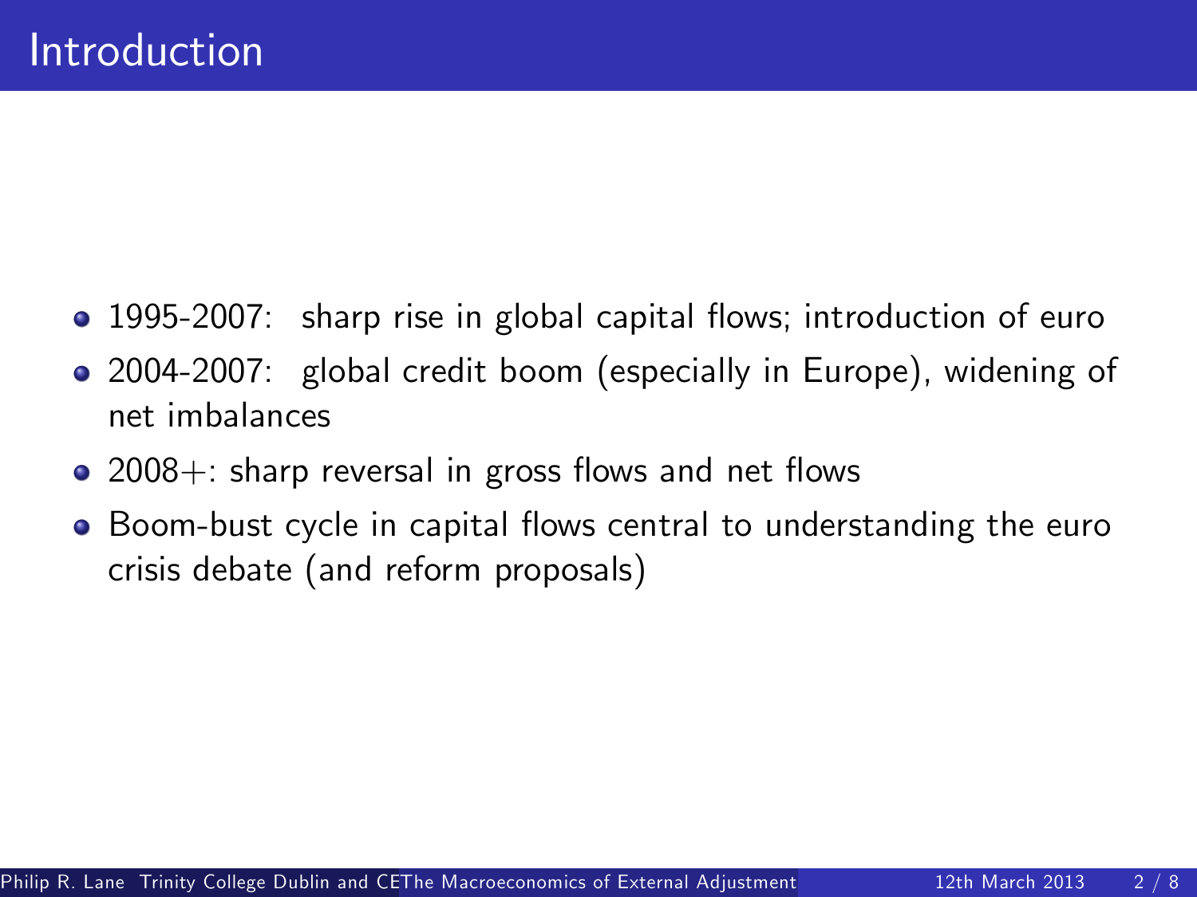# Introduction

- 1995-2007: sharp rise in global capital flows; introduction of euro
- 2004-2007: global credit boom (especially in Europe), widening of net imbalances
- 2008+: sharp reversal in gross flows and net flows
- Boom-bust cycle in capital flows central to understanding the euro crisis debate (and reform proposals)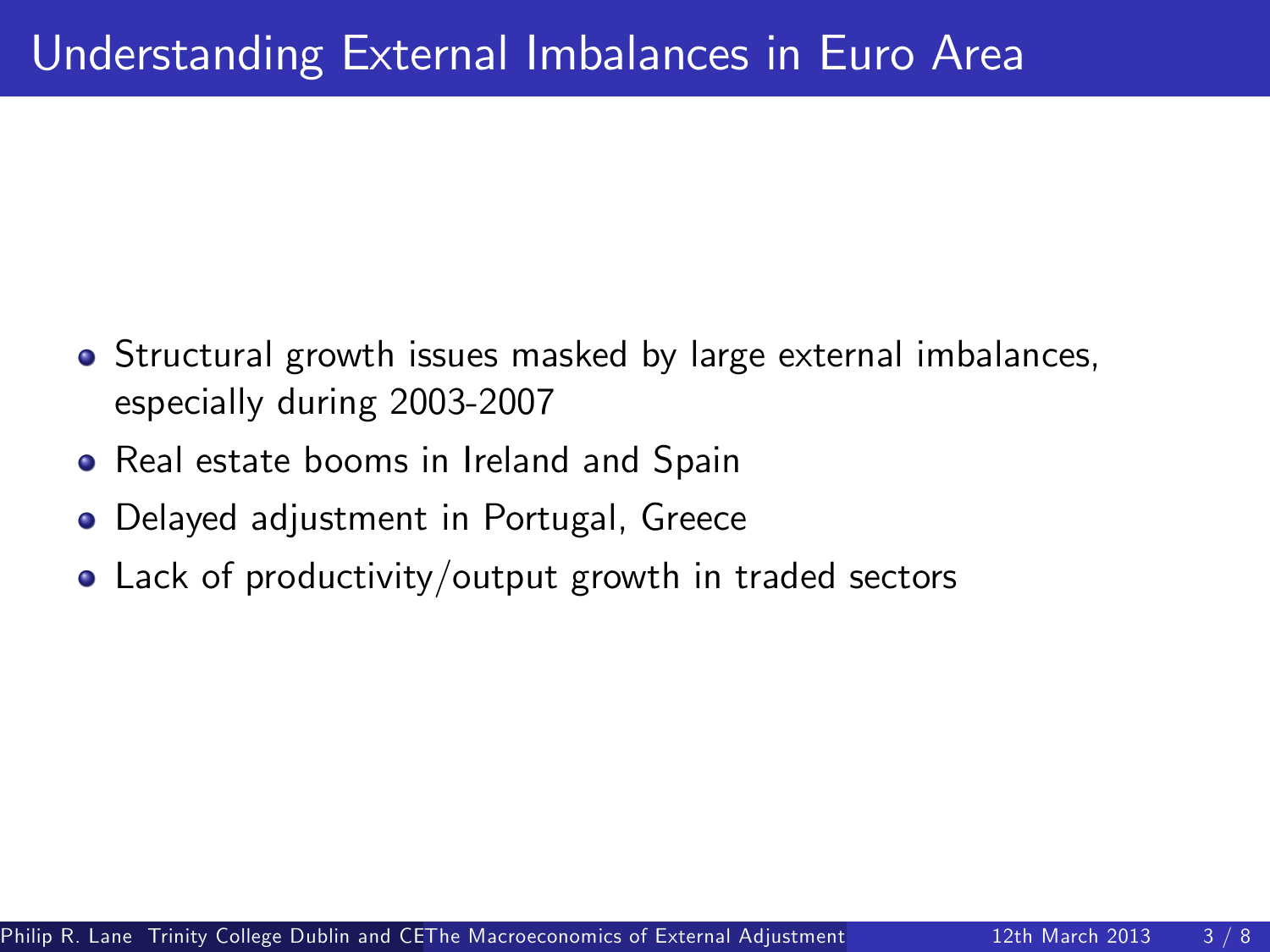# Understanding External Imbalances in Euro Area

- Structural growth issues masked by large external imbalances, especially during 2003-2007
- Real estate booms in Ireland and Spain
- Delayed adjustment in Portugal, Greece
- Lack of productivity/output growth in traded sectors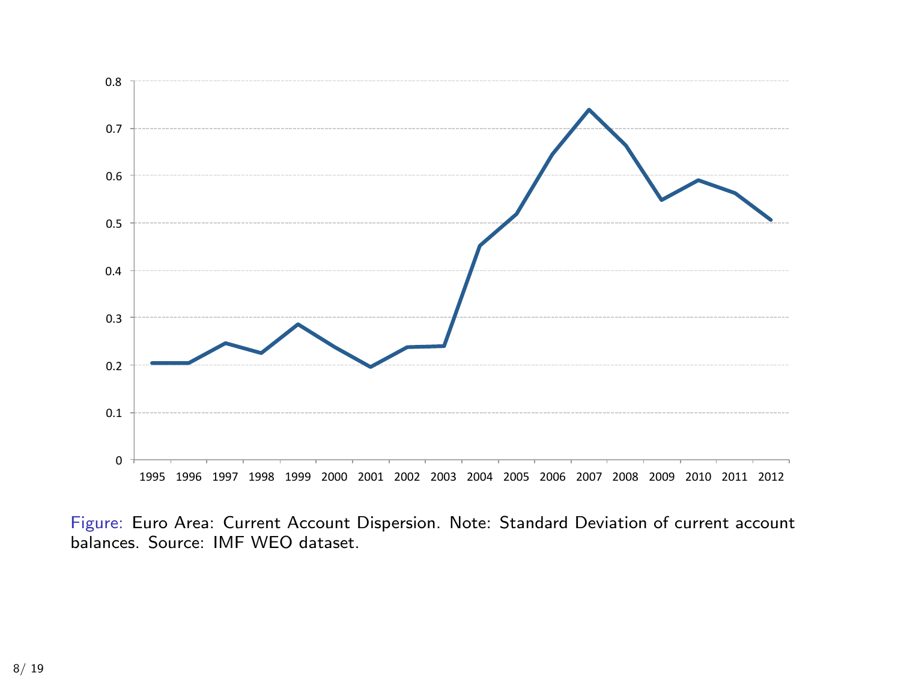Figure: Euro Area: Current Account Dispersion. Note: Standard Deviation of current account balances. Source: IMF WEO dataset.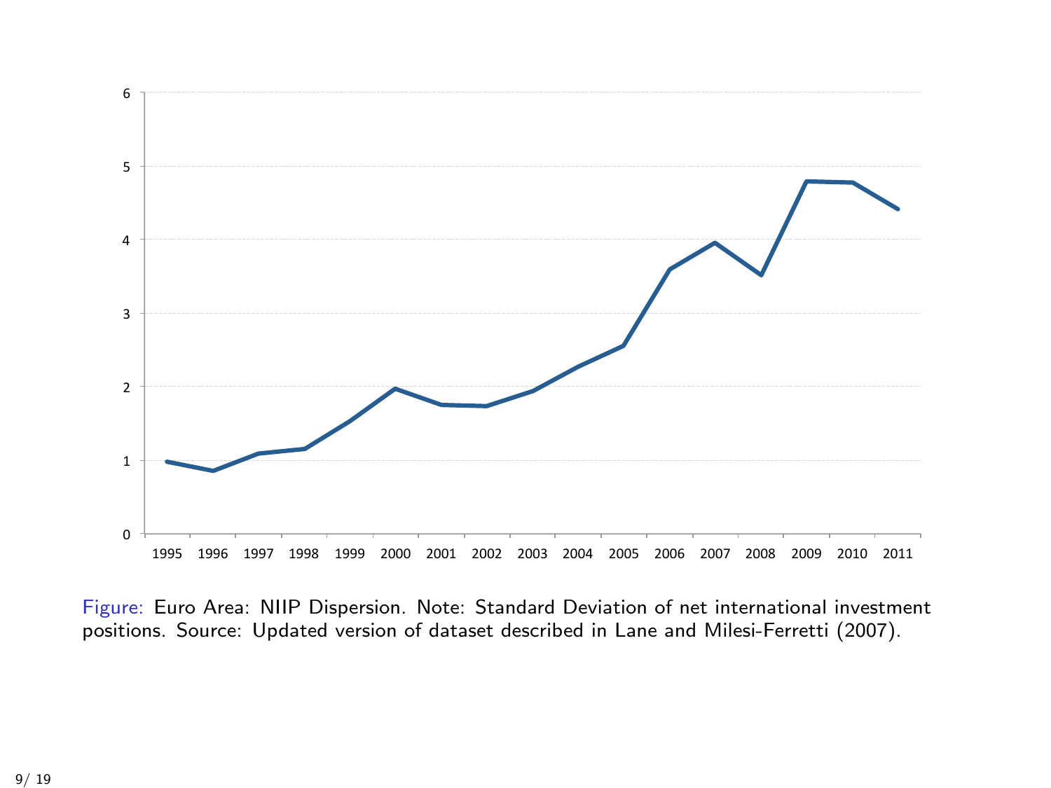Figure: Euro Area: NIIP Dispersion. Note: Standard Deviation of net international investment positions. Source: Updated version of dataset described in Lane and Milesi-Ferretti (2007).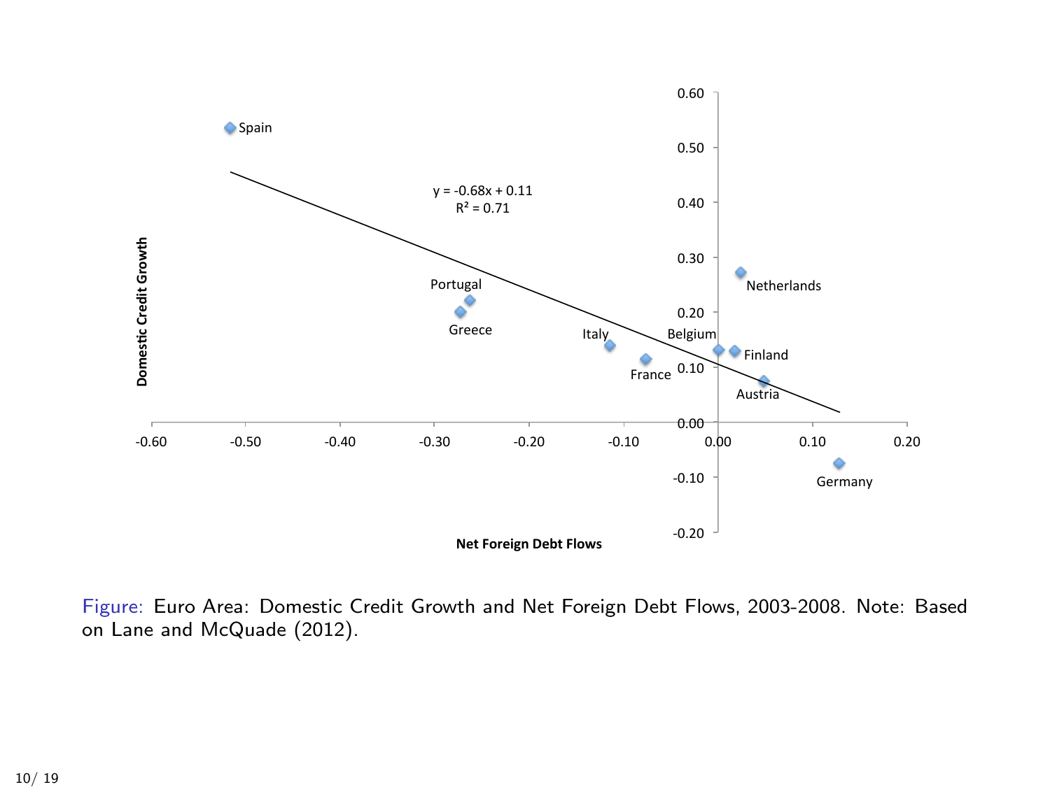Figure: Euro Area: Domestic Credit Growth and Net Foreign Debt Flows, 2003-2008. Note: Based on Lane and McQuade (2012).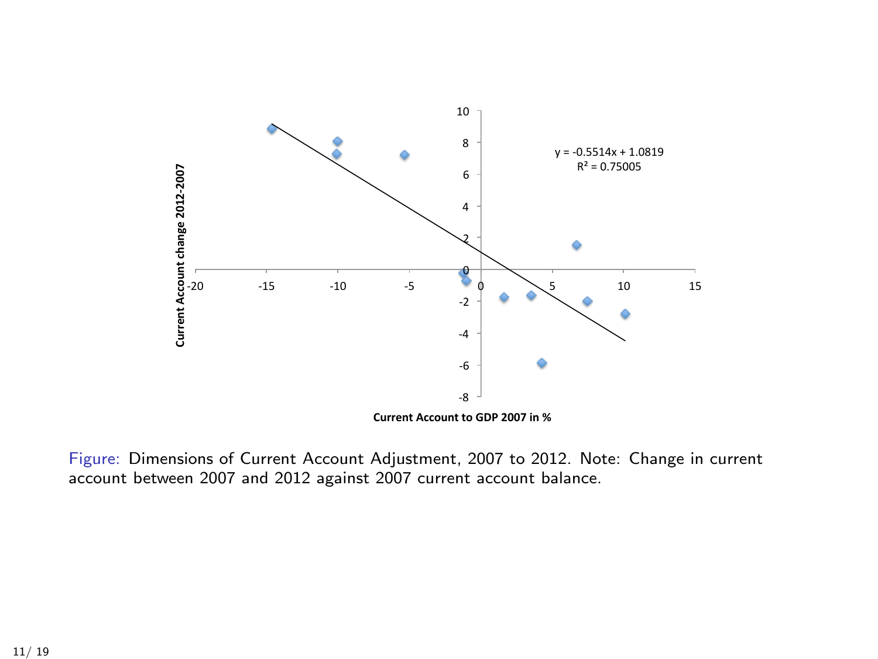y = -0.5514x + 1.0819
$R^2$ = 0.75005

Current Account change 2012-2007

Current Account to GDP 2007 in %

Figure: Dimensions of Current Account Adjustment, 2007 to 2012. Note: Change in current account between 2007 and 2012 against 2007 current account balance.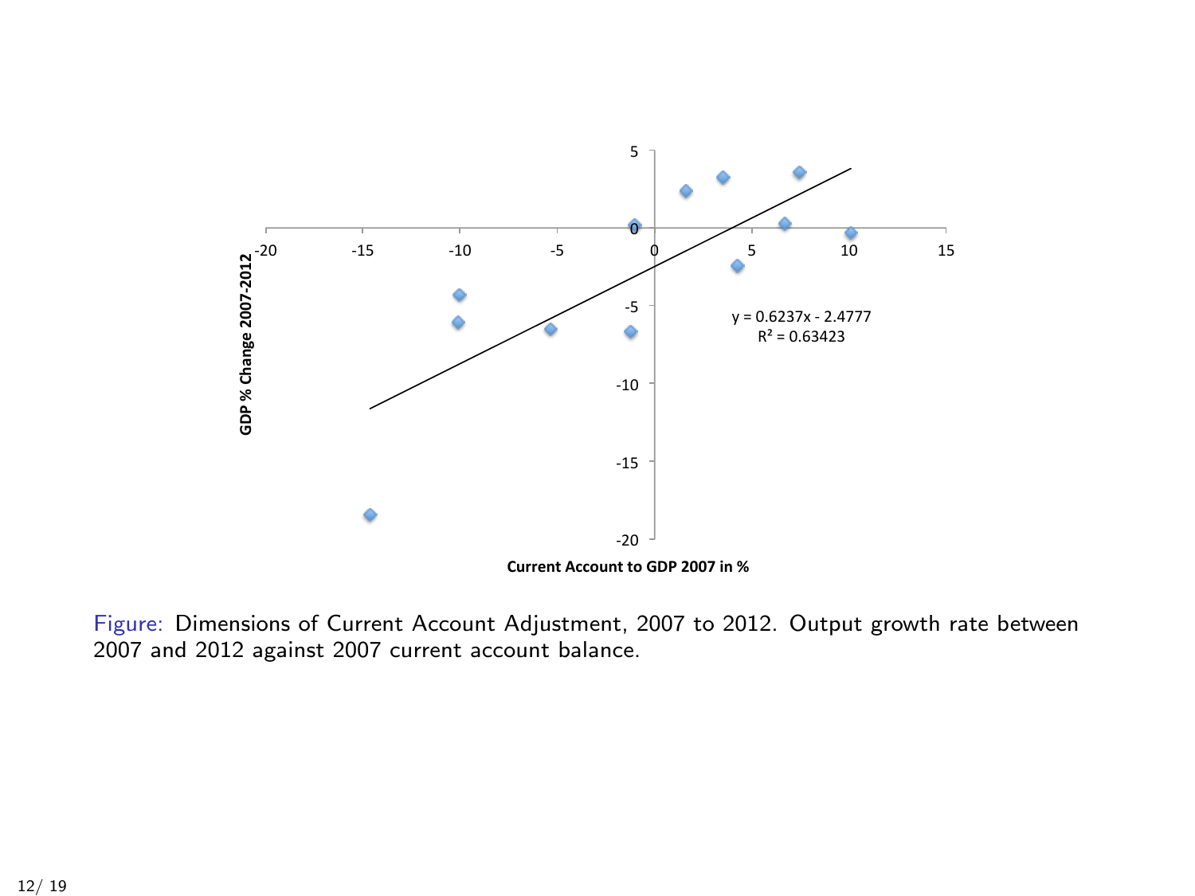Figure: Dimensions of Current Account Adjustment, 2007 to 2012. Output growth rate between 2007 and 2012 against 2007 current account balance.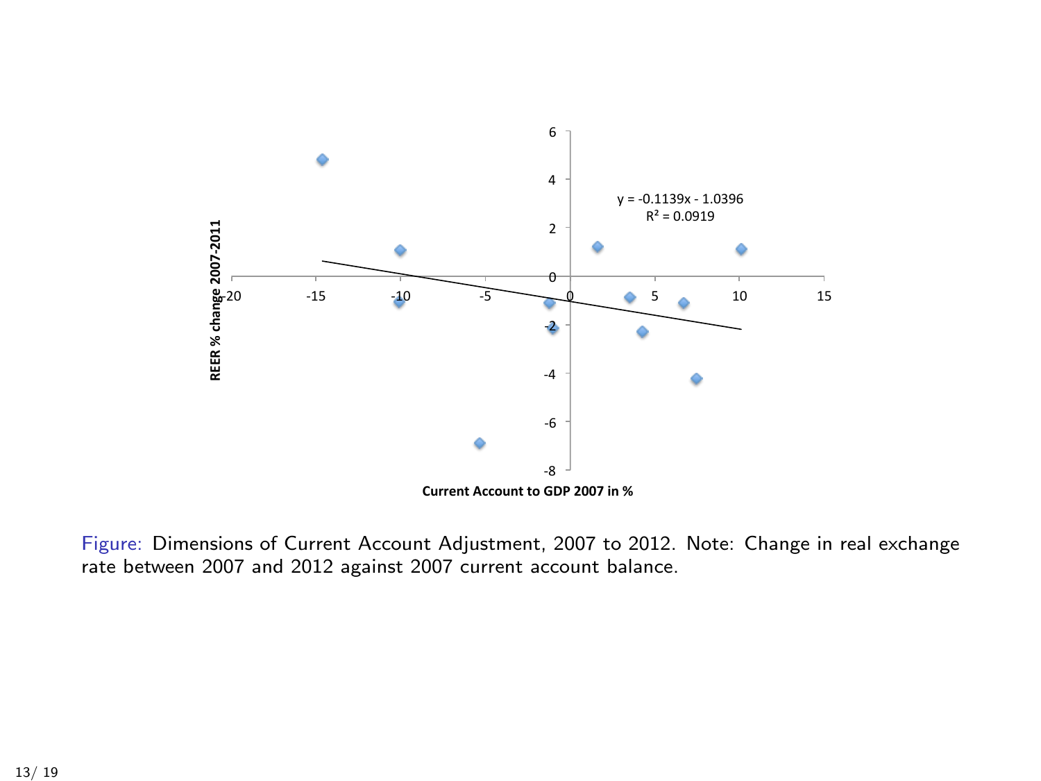y = -0.1139x - 1.0396
$R^2$ = 0.0919

REER % change 2007-2011

Current Account to GDP 2007 in %

Figure: Dimensions of Current Account Adjustment, 2007 to 2012. Note: Change in real exchange rate between 2007 and 2012 against 2007 current account balance.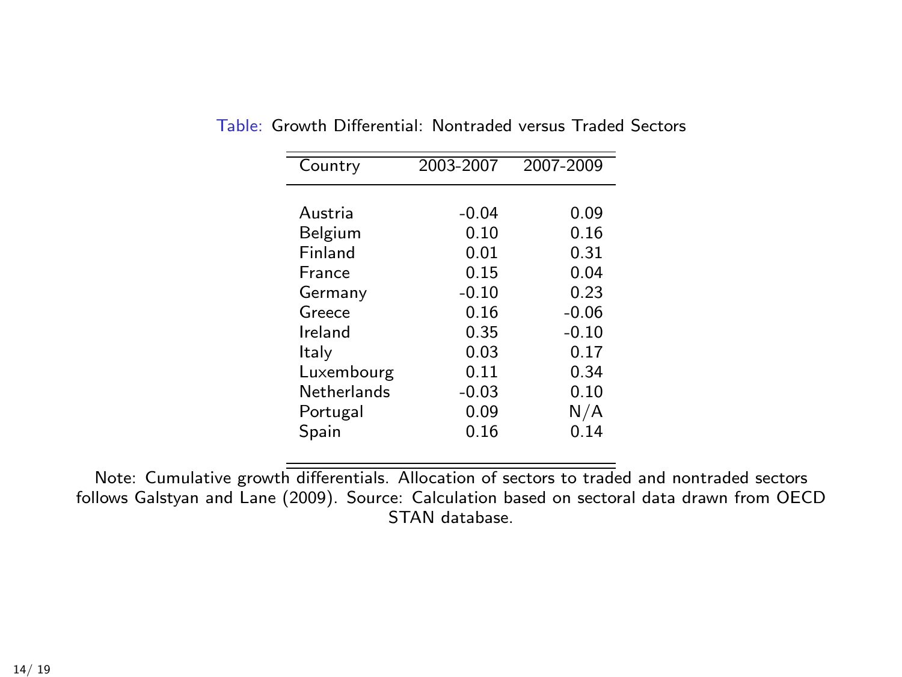Table: Growth Differential: Nontraded versus Traded Sectors

| Country | 2003-2007 | 2007-2009 |
|---|---|---|
| Austria | -0.04 | 0.09 |
| Belgium | 0.10 | 0.16 |
| Finland | 0.01 | 0.31 |
| France | 0.15 | 0.04 |
| Germany | -0.10 | 0.23 |
| Greece | 0.16 | -0.06 |
| Ireland | 0.35 | -0.10 |
| Italy | 0.03 | 0.17 |
| Luxembourg | 0.11 | 0.34 |
| Netherlands | -0.03 | 0.10 |
| Portugal | 0.09 | N/A |
| Spain | 0.16 | 0.14 |

Note: Cumulative growth differentials. Allocation of sectors to traded and nontraded sectors follows Galstyan and Lane (2009). Source: Calculation based on sectoral data drawn from OECD STAN database.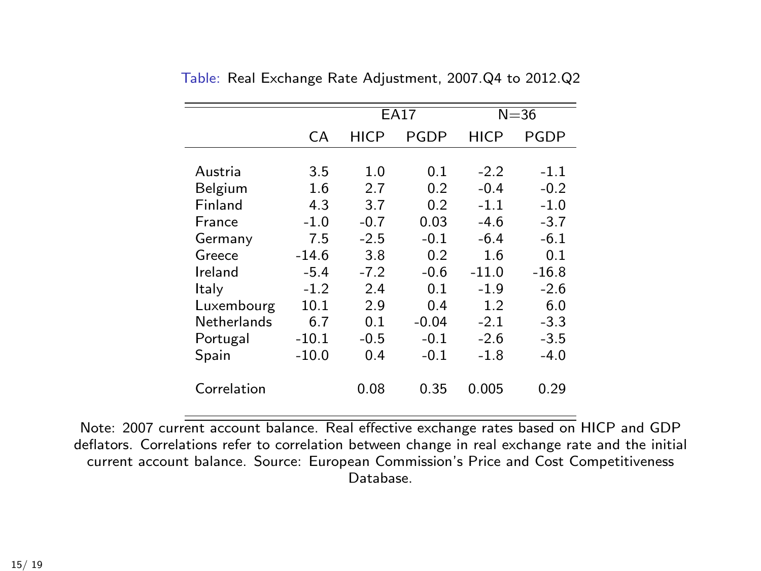Table: Real Exchange Rate Adjustment, 2007.Q4 to 2012.Q2

| | | EA17 | | N=36 | |
|---|---|---|---|---|---|
| | CA | HICP | PGDP | HICP | PGDP |
| Austria | 3.5 | 1.0 | 0.1 | -2.2 | -1.1 |
| Belgium | 1.6 | 2.7 | 0.2 | -0.4 | -0.2 |
| Finland | 4.3 | 3.7 | 0.2 | -1.1 | -1.0 |
| France | -1.0 | -0.7 | 0.03 | -4.6 | -3.7 |
| Germany | 7.5 | -2.5 | -0.1 | -6.4 | -6.1 |
| Greece | -14.6 | 3.8 | 0.2 | 1.6 | 0.1 |
| Ireland | -5.4 | -7.2 | -0.6 | -11.0 | -16.8 |
| Italy | -1.2 | 2.4 | 0.1 | -1.9 | -2.6 |
| Luxembourg | 10.1 | 2.9 | 0.4 | 1.2 | 6.0 |
| Netherlands | 6.7 | 0.1 | -0.04 | -2.1 | -3.3 |
| Portugal | -10.1 | -0.5 | -0.1 | -2.6 | -3.5 |
| Spain | -10.0 | 0.4 | -0.1 | -1.8 | -4.0 |
| Correlation | | 0.08 | 0.35 | 0.005 | 0.29 |

Note: 2007 current account balance. Real effective exchange rates based on HICP and GDP deflators. Correlations refer to correlation between change in real exchange rate and the initial current account balance. Source: European Commission's Price and Cost Competitiveness Database.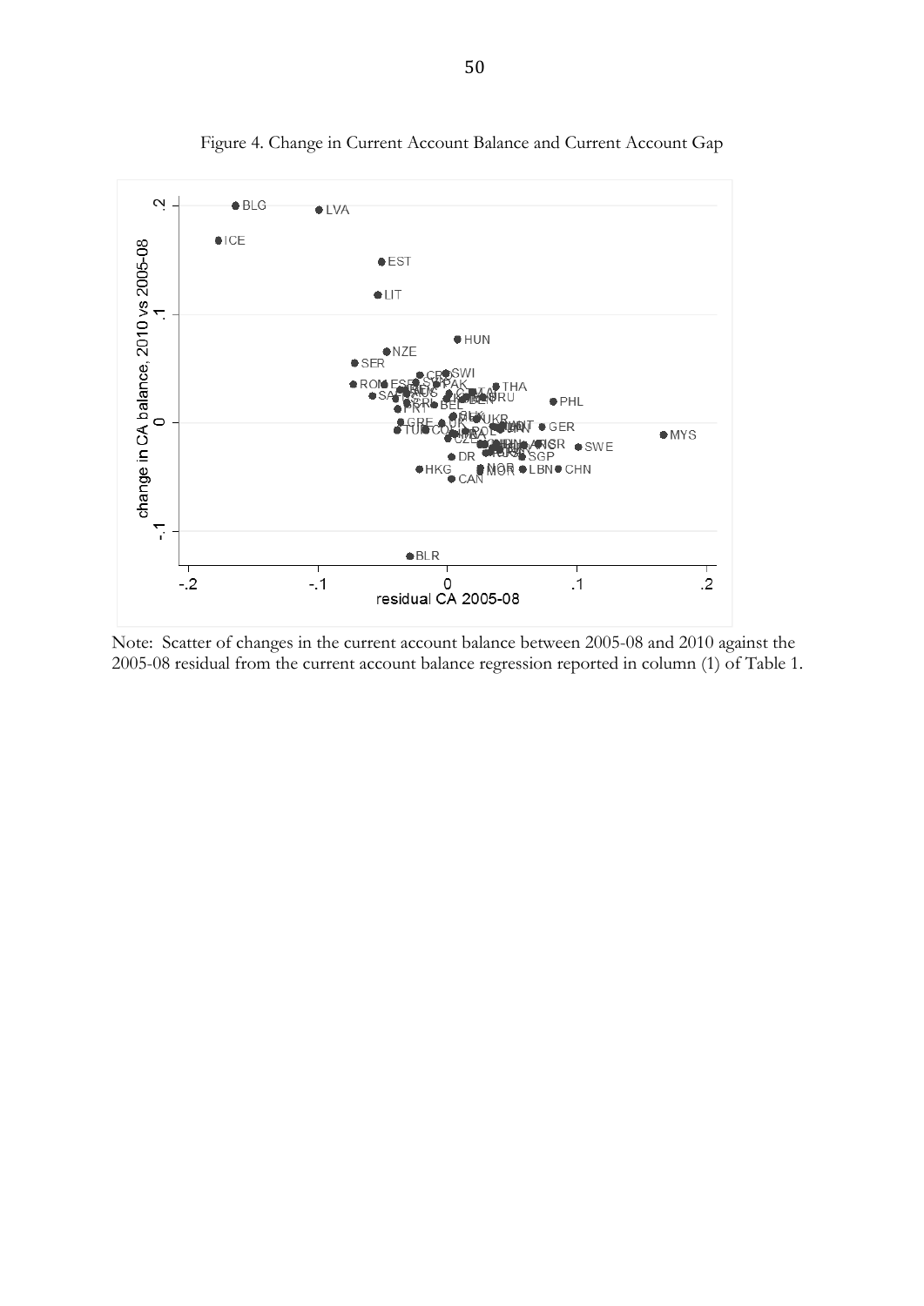Figure 4. Change in Current Account Balance and Current Account Gap

Note: Scatter of changes in the current account balance between 2005-08 and 2010 against the 2005-08 residual from the current account balance regression reported in column (1) of Table 1.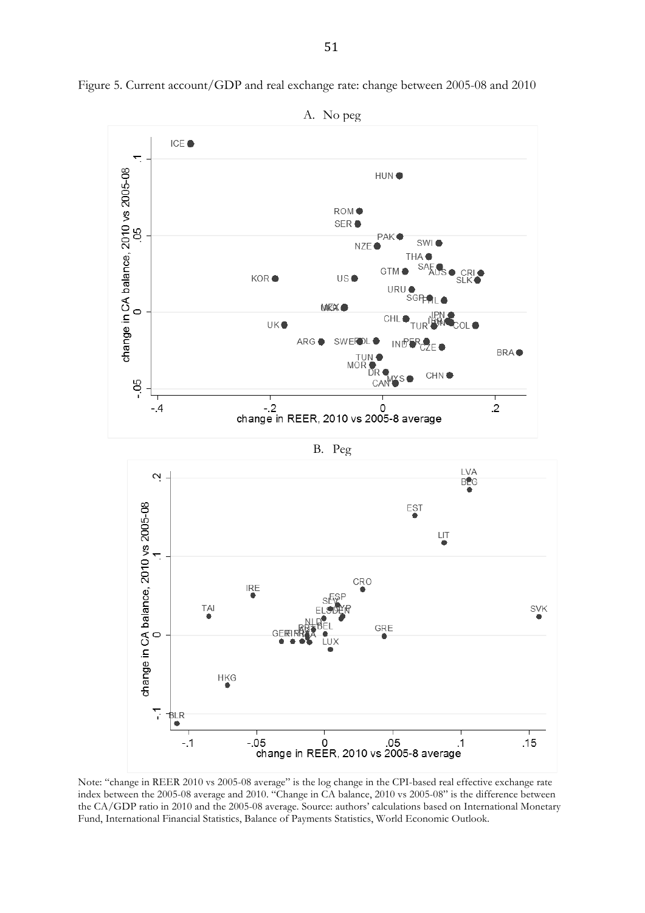Figure 5. Current account/GDP and real exchange rate: change between 2005-08 and 2010

A. No peg

B. Peg

Note: "change in REER 2010 vs 2005-08 average" is the log change in the CPI-based real effective exchange rate index between the 2005-08 average and 2010. "Change in CA balance, 2010 vs 2005-08" is the difference between the CA/GDP ratio in 2010 and the 2005-08 average. Source: authors' calculations based on International Monetary Fund, International Financial Statistics, Balance of Payments Statistics, World Economic Outlook.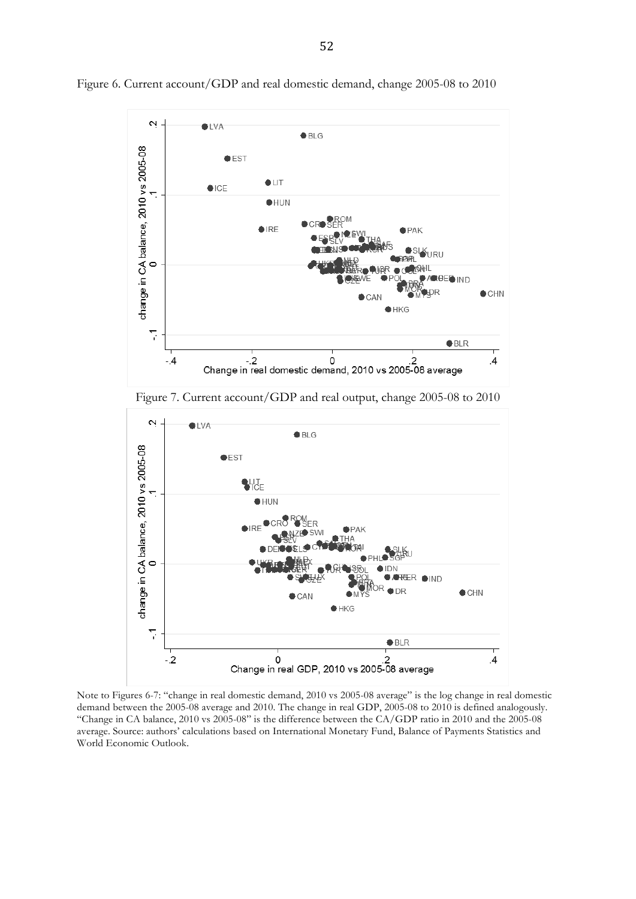Figure 6. Current account/GDP and real domestic demand, change 2005-08 to 2010

Figure 7. Current account/GDP and real output, change 2005-08 to 2010

Note to Figures 6-7: "change in real domestic demand, 2010 vs 2005-08 average" is the log change in real domestic demand between the 2005-08 average and 2010. The change in real GDP, 2005-08 to 2010 is defined analogously. "Change in CA balance, 2010 vs 2005-08" is the difference between the CA/GDP ratio in 2010 and the 2005-08 average. Source: authors' calculations based on International Monetary Fund, Balance of Payments Statistics and World Economic Outlook.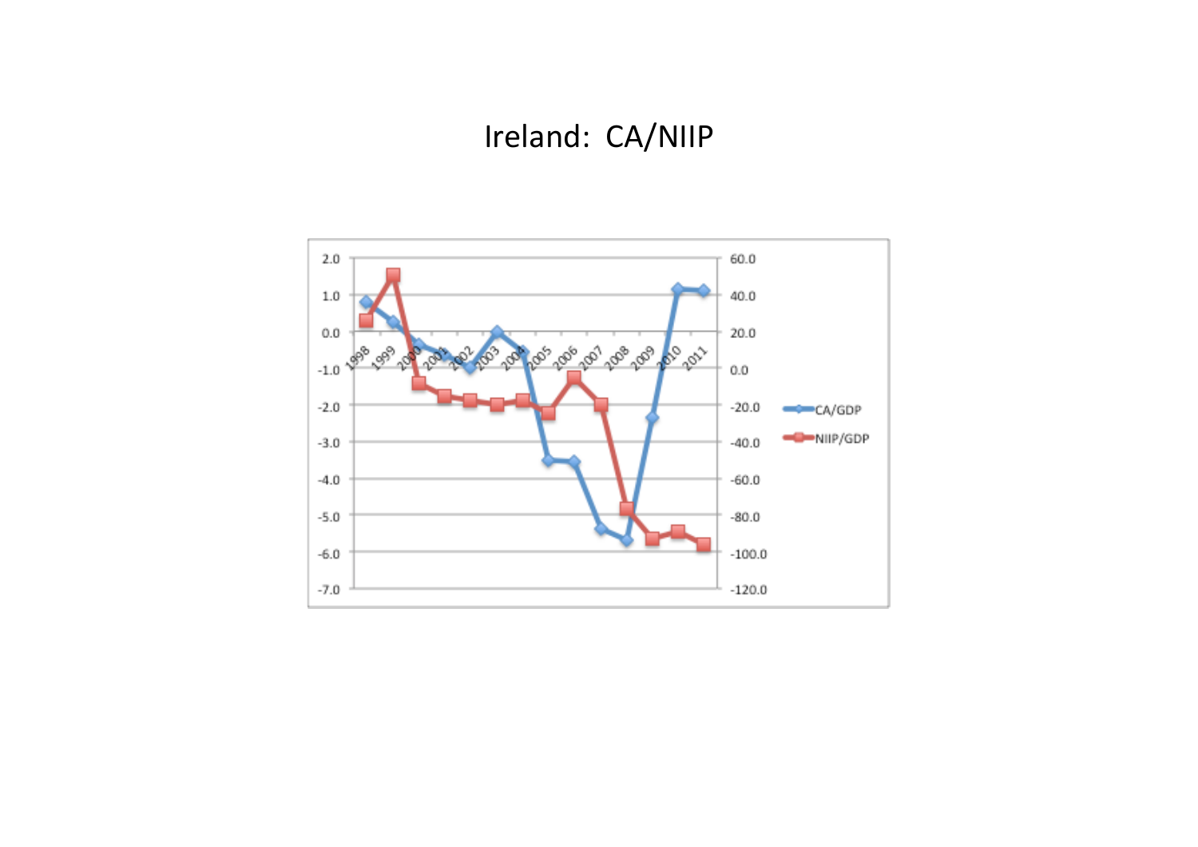# Ireland: CA/NIIP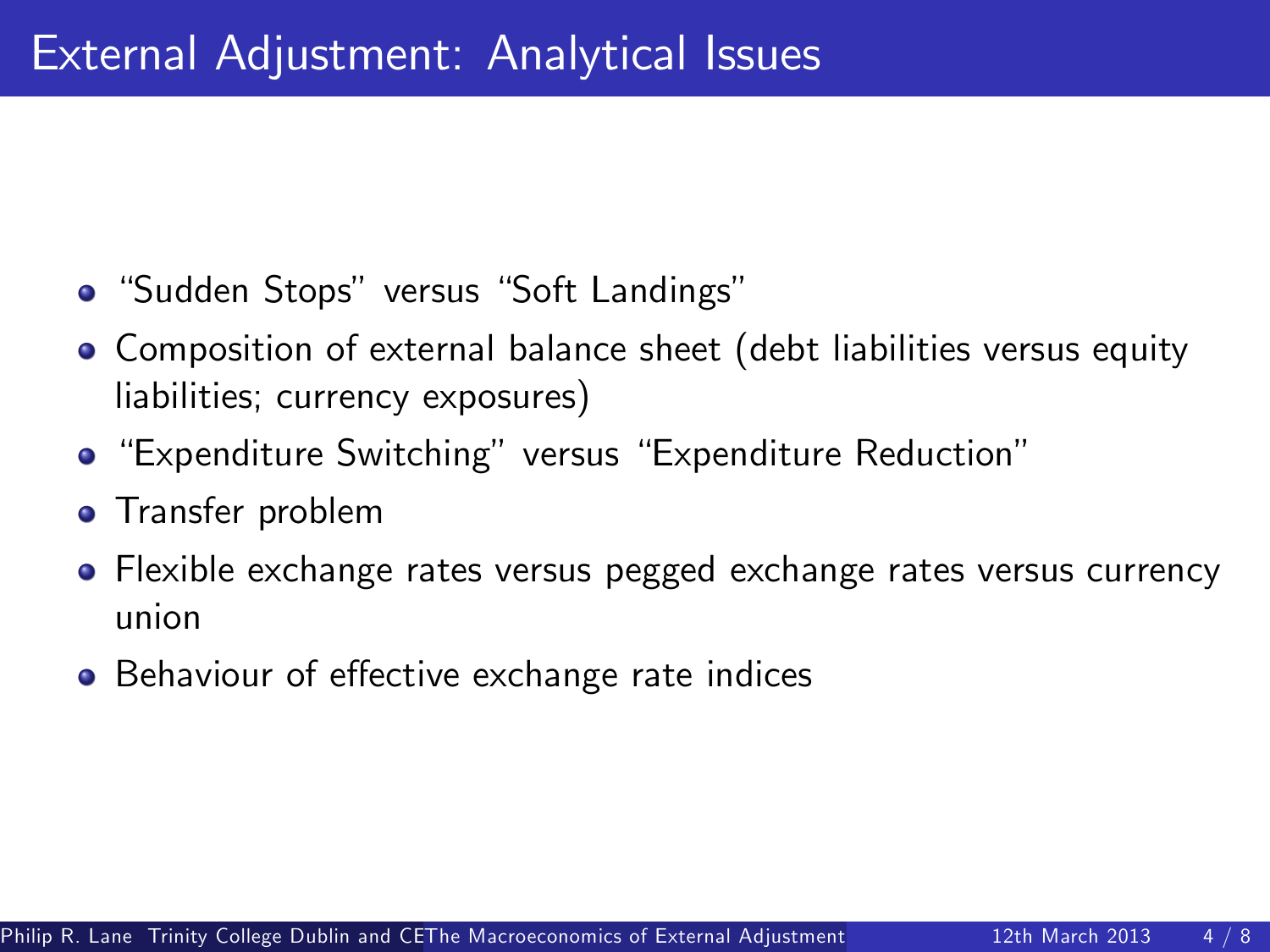# External Adjustment: Analytical Issues

- "Sudden Stops" versus "Soft Landings"
- Composition of external balance sheet (debt liabilities versus equity liabilities; currency exposures)
- "Expenditure Switching" versus "Expenditure Reduction"
- Transfer problem
- Flexible exchange rates versus pegged exchange rates versus currency union
- Behaviour of effective exchange rate indices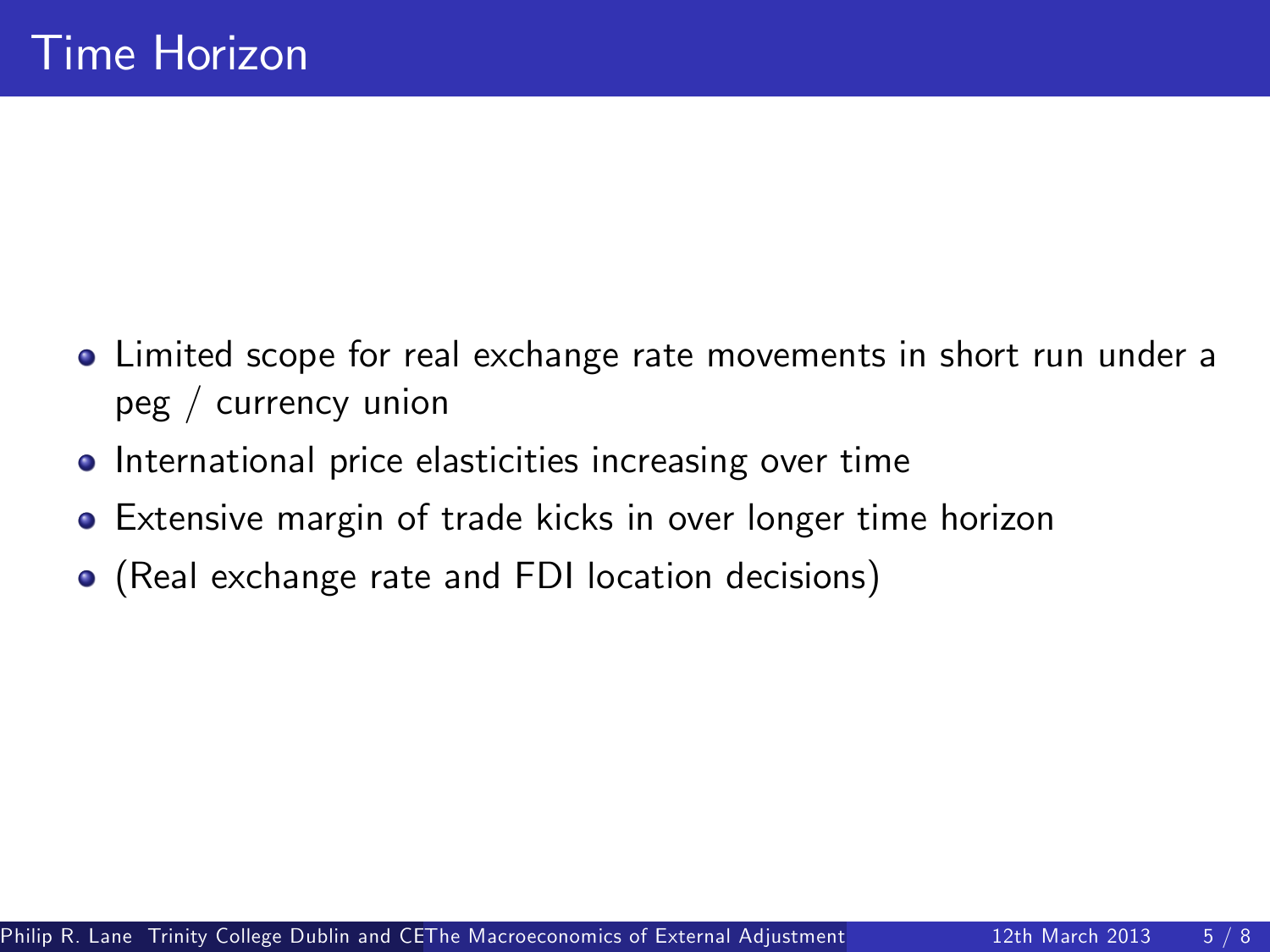# Time Horizon

- Limited scope for real exchange rate movements in short run under a peg / currency union
- International price elasticities increasing over time
- Extensive margin of trade kicks in over longer time horizon
- (Real exchange rate and FDI location decisions)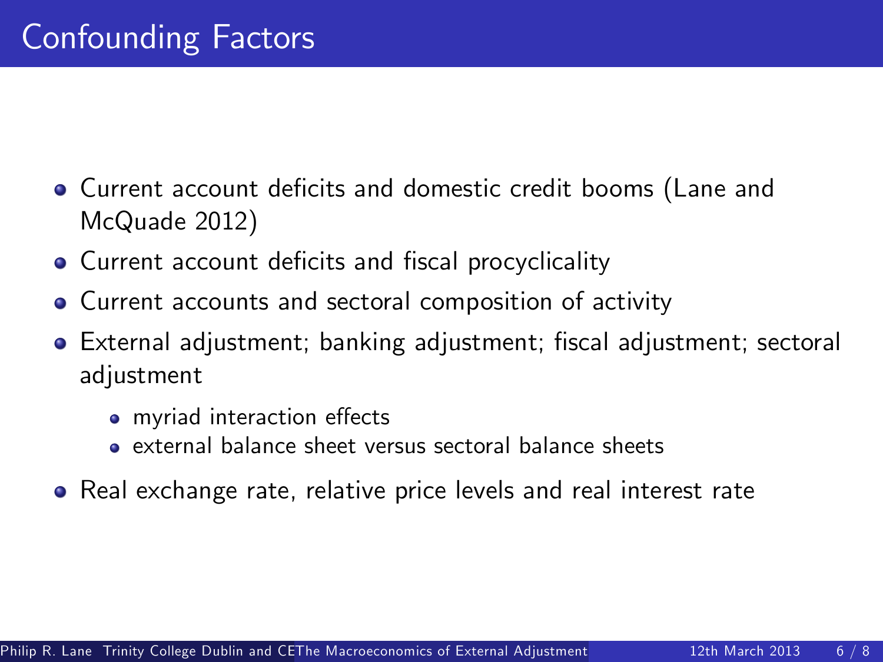# Confounding Factors

- Current account deficits and domestic credit booms (Lane and McQuade 2012)
- Current account deficits and fiscal procyclicality
- Current accounts and sectoral composition of activity
- External adjustment; banking adjustment; fiscal adjustment; sectoral adjustment
  - myriad interaction effects
  - external balance sheet versus sectoral balance sheets
- Real exchange rate, relative price levels and real interest rate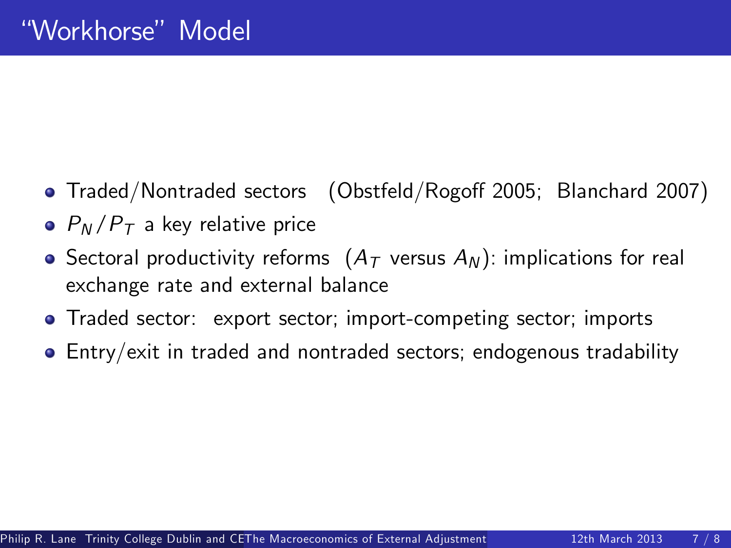# "Workhorse" Model

- Traded/Nontraded sectors (Obstfeld/Rogoff 2005; Blanchard 2007)
- $P_N/P_T$ a key relative price
- Sectoral productivity reforms ($A_T$ versus $A_N$): implications for real exchange rate and external balance
- Traded sector: export sector; import-competing sector; imports
- Entry/exit in traded and nontraded sectors; endogenous tradability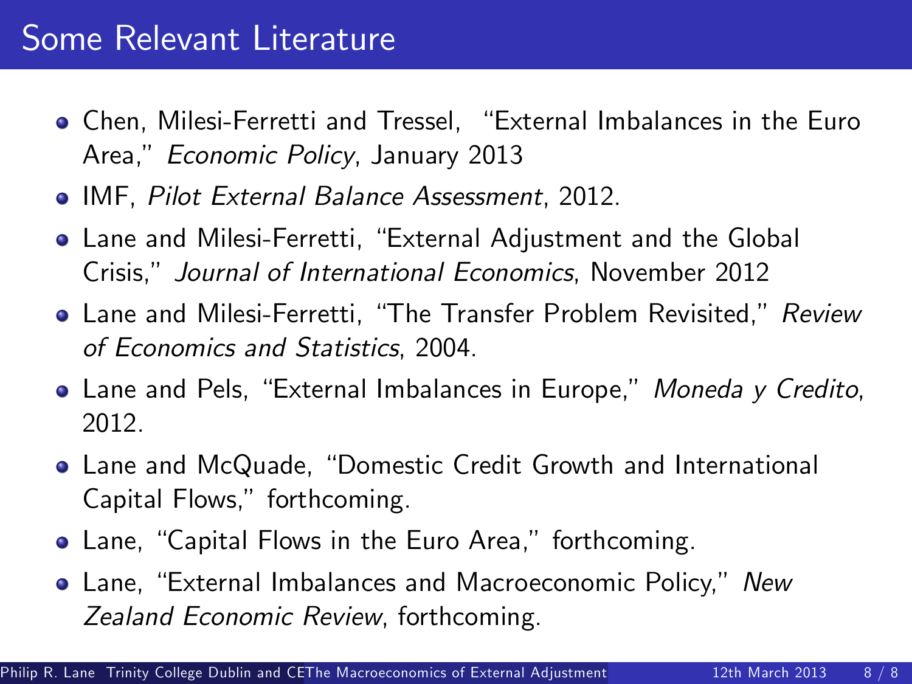# Some Relevant Literature

- Chen, Milesi-Ferretti and Tressel, "External Imbalances in the Euro Area," *Economic Policy*, January 2013
- IMF, *Pilot External Balance Assessment*, 2012.
- Lane and Milesi-Ferretti, "External Adjustment and the Global Crisis," *Journal of International Economics*, November 2012
- Lane and Milesi-Ferretti, "The Transfer Problem Revisited," *Review of Economics and Statistics*, 2004.
- Lane and Pels, "External Imbalances in Europe," *Moneda y Credito*, 2012.
- Lane and McQuade, "Domestic Credit Growth and International Capital Flows," forthcoming.
- Lane, "Capital Flows in the Euro Area," forthcoming.
- Lane, "External Imbalances and Macroeconomic Policy," *New Zealand Economic Review*, forthcoming.